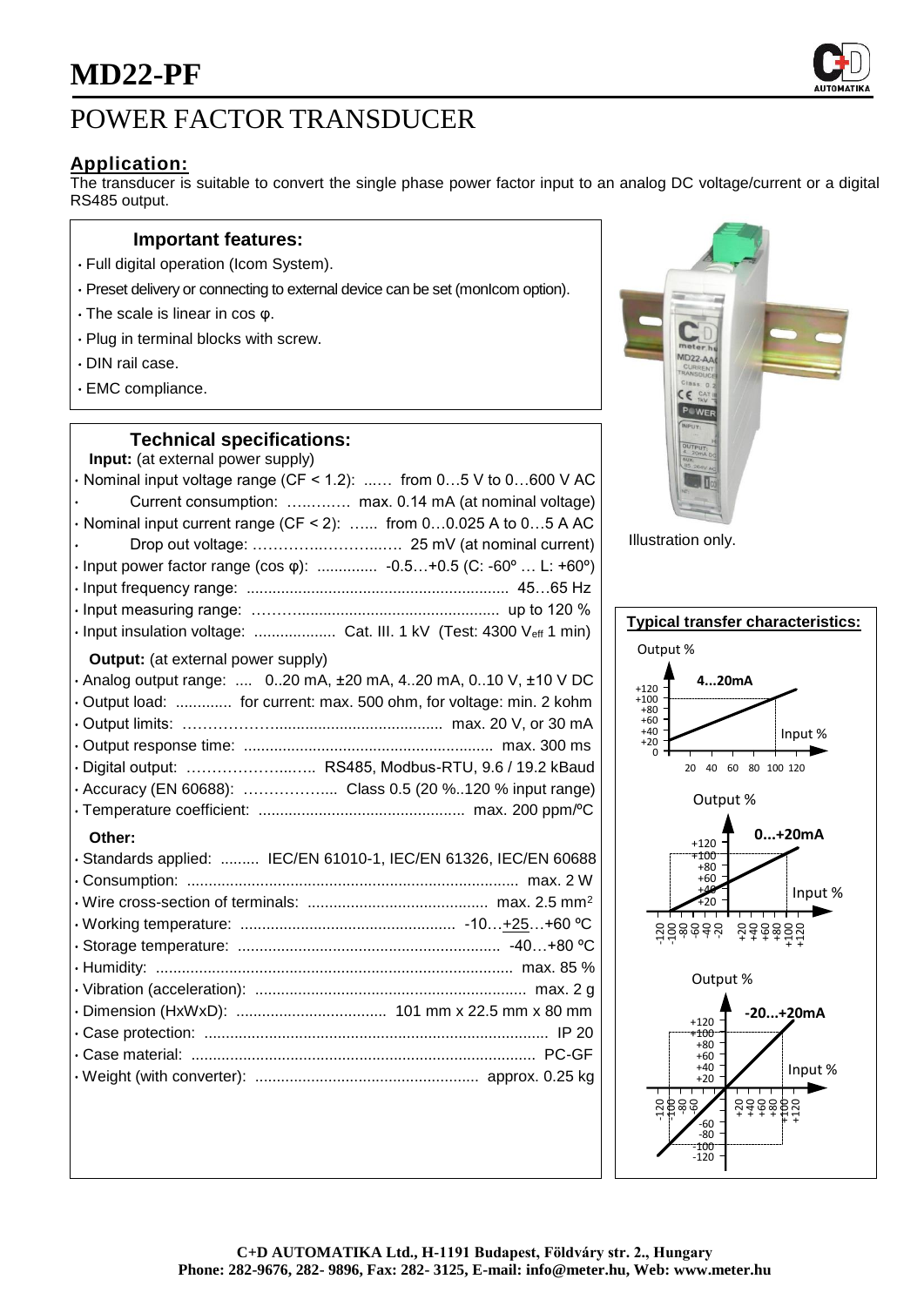# MD22-PF

# POWER FACTOR TRANSDUCER

## Application:

The transducer is suitable to convert the single phase power factor input to an analog DC voltage/current or a digital RS485 output.

### Important features:

- Full digital operation (Icom System).
- Preset delivery or connecting to external device can be set (monIcom option).
- The scale is linear in cos φ.
- Plug in terminal blocks with screw.
- DIN rail case.
- EMC compliance.

### Technical specifications:

**Input:** (at external power supply)

- Nominal input voltage range (CF < 1.2): ...... from 0…5 V to 0…600 V AC
- Current consumption: ………… max. 0.14 mA (at nominal voltage)
- Nominal input current range (CF < 2): …... from 0…0.025 A to 0…5 A AC
- Drop out voltage: ……………………… 25 mV (at nominal current)
- Input power factor range (cos φ): .............. -0.5…+0.5 (C: -60º … L: +60º)
- Input frequency range: ............................................................ 45…65 Hz
- Input measuring range: ……................................................ up to 120 %
- Input insulation voltage: ................... Cat. III. 1 kV (Test: 4300 $V_{eff}$ 1 min)

**Output:** (at external power supply)

- Analog output range: .... 0..20 mA, ±20 mA, 4..20 mA, 0..10 V, ±10 V DC
- Output load: ............. for current: max. 500 ohm, for voltage: min. 2 kohm
- Output limits: ……………….................................... max. 20 V, or 30 mA
- Output response time: .......................................................... max. 300 ms
- Digital output: ………………........ RS485, Modbus-RTU, 9.6 / 19.2 kBaud
- Accuracy (EN 60688): ……………..... Class 0.5 (20 %..120 % input range)
- Temperature coefficient: ................................................ max. 200 ppm/ºC

**Other:**

- Standards applied: ......... IEC/EN 61010-1, IEC/EN 61326, IEC/EN 60688
- Consumption: ............................................................................ max. 2 W
- Wire cross-section of terminals: .......................................... max. 2.5 mm²
- Working temperature: .................................................. -10…+25…+60 ºC
- Storage temperature: ............................................................. -40…+80 ºC
- Humidity: .................................................................................. max. 85 %
- Vibration (acceleration): ............................................................... max. 2 g
- Dimension (HxWxD): ................................... 101 mm x 22.5 mm x 80 mm
- Case protection: ................................................................................ IP 20
- Case material: ................................................................................ PC-GF
- Weight (with converter): .................................................... approx. 0.25 kg

Illustration only.

### Typical transfer characteristics:

4...20mA

0...+20mA

-20...+20mA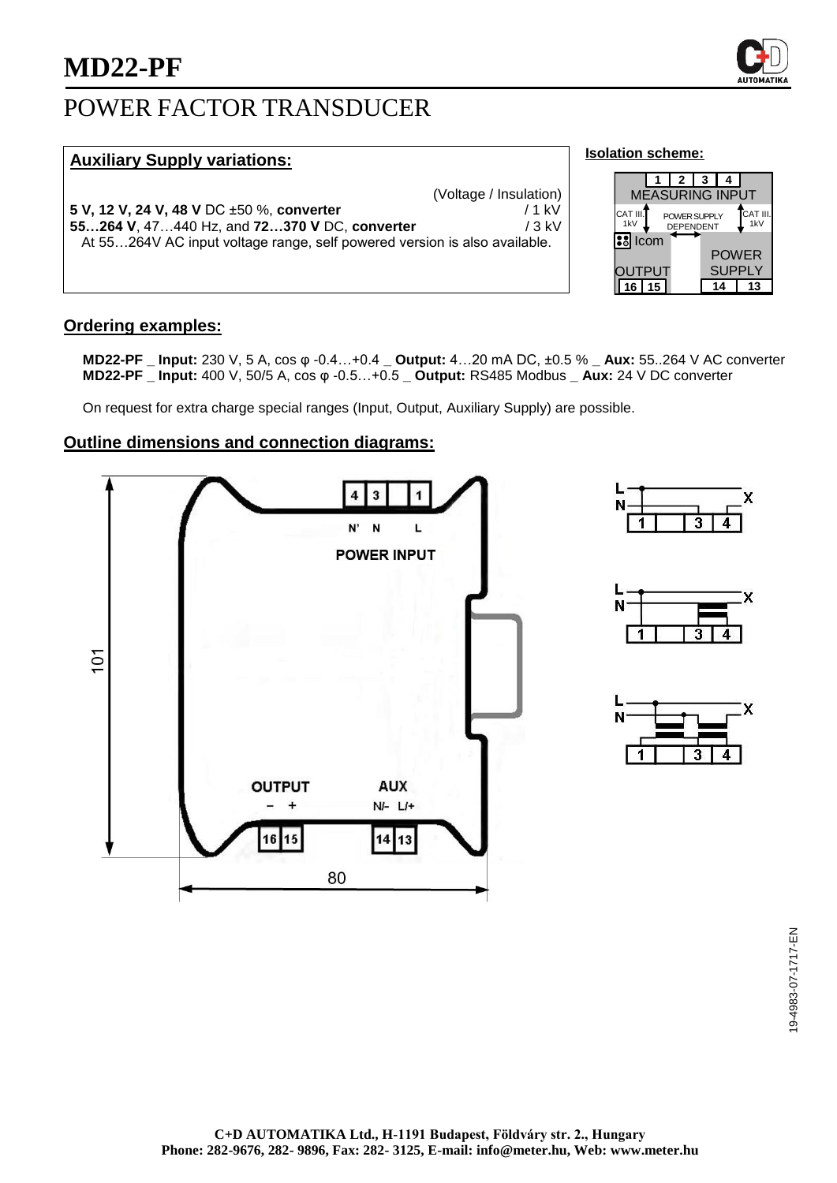# MD22-PF

## POWER FACTOR TRANSDUCER

### Auxiliary Supply variations:

(Voltage / Insulation)

**5 V, 12 V, 24 V, 48 V** DC ±50 %, **converter** / 1 kV

**55…264 V**, 47…440 Hz, and **72…370 V** DC, **converter** / 3 kV

At 55…264V AC input voltage range, self powered version is also available.

**Isolation scheme:**

1 2 3 4
MEASURING INPUT
CAT III. 1kV
POWER SUPPLY DEPENDENT
CAT III. 1kV
Icom
OUTPUT
16 15
POWER SUPPLY
14 13

### Ordering examples:

**MD22-PF _ Input:** 230 V, 5 A, cos φ -0.4…+0.4 _ **Output:** 4…20 mA DC, ±0.5 % _ **Aux:** 55..264 V AC converter
**MD22-PF _ Input:** 400 V, 50/5 A, cos φ -0.5…+0.5 _ **Output:** RS485 Modbus _ **Aux:** 24 V DC converter

On request for extra charge special ranges (Input, Output, Auxiliary Supply) are possible.

### Outline dimensions and connection diagrams:

4 3 1
N' N L
POWER INPUT
101
OUTPUT
– +
16 15
AUX
N/- L/+
14 13
80

L
N
X
1 3 4

L
N
X
1 3 4

L
N
X
1 3 4

19-4983-07-1717-EN

C+D AUTOMATIKA Ltd., H-1191 Budapest, Földváry str. 2., Hungary
Phone: 282-9676, 282- 9896, Fax: 282- 3125, E-mail: info@meter.hu, Web: www.meter.hu